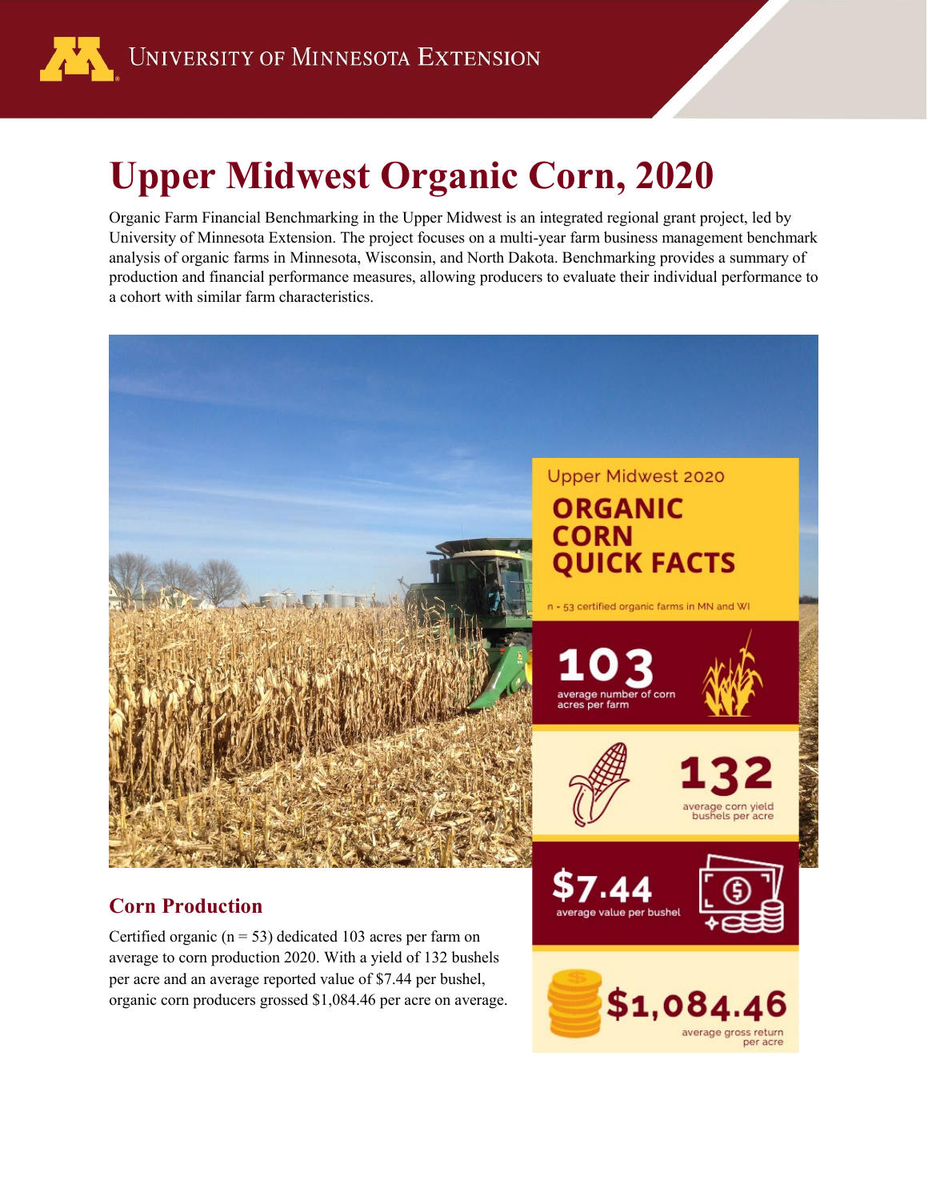University of Minnesota Extension

# Upper Midwest Organic Corn, 2020

Organic Farm Financial Benchmarking in the Upper Midwest is an integrated regional grant project, led by University of Minnesota Extension. The project focuses on a multi-year farm business management benchmark analysis of organic farms in Minnesota, Wisconsin, and North Dakota. Benchmarking provides a summary of production and financial performance measures, allowing producers to evaluate their individual performance to a cohort with similar farm characteristics.

Upper Midwest 2020

**ORGANIC CORN QUICK FACTS**

n - 53 certified organic farms in MN and WI

**103** average number of corn acres per farm

**132** average corn yield bushels per acre

**$7.44** average value per bushel

**$1,084.46** average gross return per acre

## Corn Production

Certified organic (n = 53) dedicated 103 acres per farm on average to corn production 2020. With a yield of 132 bushels per acre and an average reported value of $7.44 per bushel, organic corn producers grossed $1,084.46 per acre on average.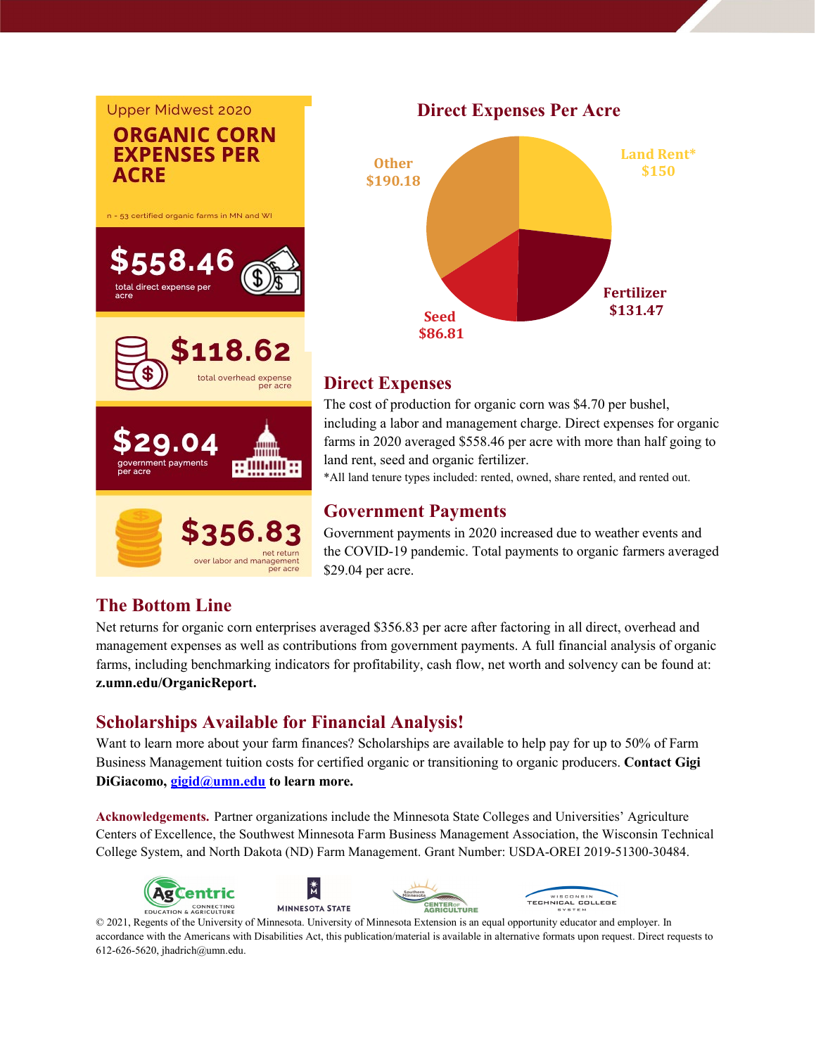Upper Midwest 2020

# ORGANIC CORN EXPENSES PER ACRE

n - 53 certified organic farms in MN and WI

**$558.46**
total direct expense per acre

**$118.62**
total overhead expense per acre

**$29.04**
government payments per acre

**$356.83**
net return over labor and management per acre

## Direct Expenses Per Acre

Land Rent*
$150

Fertilizer
$131.47

Seed
$86.81

Other
$190.18

## Direct Expenses

The cost of production for organic corn was $4.70 per bushel, including a labor and management charge. Direct expenses for organic farms in 2020 averaged $558.46 per acre with more than half going to land rent, seed and organic fertilizer.

*All land tenure types included: rented, owned, share rented, and rented out.

## Government Payments

Government payments in 2020 increased due to weather events and the COVID-19 pandemic. Total payments to organic farmers averaged $29.04 per acre.

## The Bottom Line

Net returns for organic corn enterprises averaged $356.83 per acre after factoring in all direct, overhead and management expenses as well as contributions from government payments. A full financial analysis of organic farms, including benchmarking indicators for profitability, cash flow, net worth and solvency can be found at: **z.umn.edu/OrganicReport.**

## Scholarships Available for Financial Analysis!

Want to learn more about your farm finances? Scholarships are available to help pay for up to 50% of Farm Business Management tuition costs for certified organic or transitioning to organic producers. **Contact Gigi DiGiacomo, gigid@umn.edu to learn more.**

**Acknowledgements.** Partner organizations include the Minnesota State Colleges and Universities' Agriculture Centers of Excellence, the Southwest Minnesota Farm Business Management Association, the Wisconsin Technical College System, and North Dakota (ND) Farm Management. Grant Number: USDA-OREI 2019-51300-30484.

AgCentric Connecting Education & Agriculture — Minnesota State — Southern Minnesota Center of Agriculture — Wisconsin Technical College System

© 2021, Regents of the University of Minnesota. University of Minnesota Extension is an equal opportunity educator and employer. In accordance with the Americans with Disabilities Act, this publication/material is available in alternative formats upon request. Direct requests to 612-626-5620, jhadrich@umn.edu.